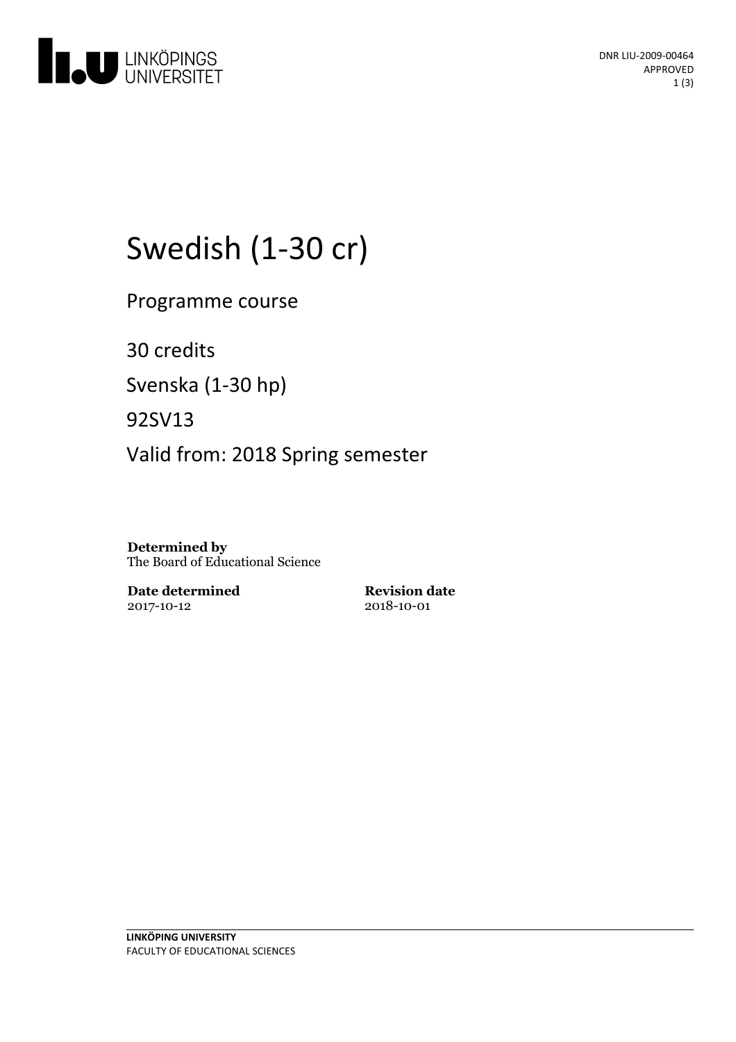DNR LIU-2009-00464
APPROVED

# Swedish (1-30 cr)

Programme course

30 credits

Svenska (1-30 hp)

92SV13

Valid from: 2018 Spring semester

**Determined by**
The Board of Educational Science

**Date determined**
2017-10-12

**Revision date**
2018-10-01

**LINKÖPING UNIVERSITY**
FACULTY OF EDUCATIONAL SCIENCES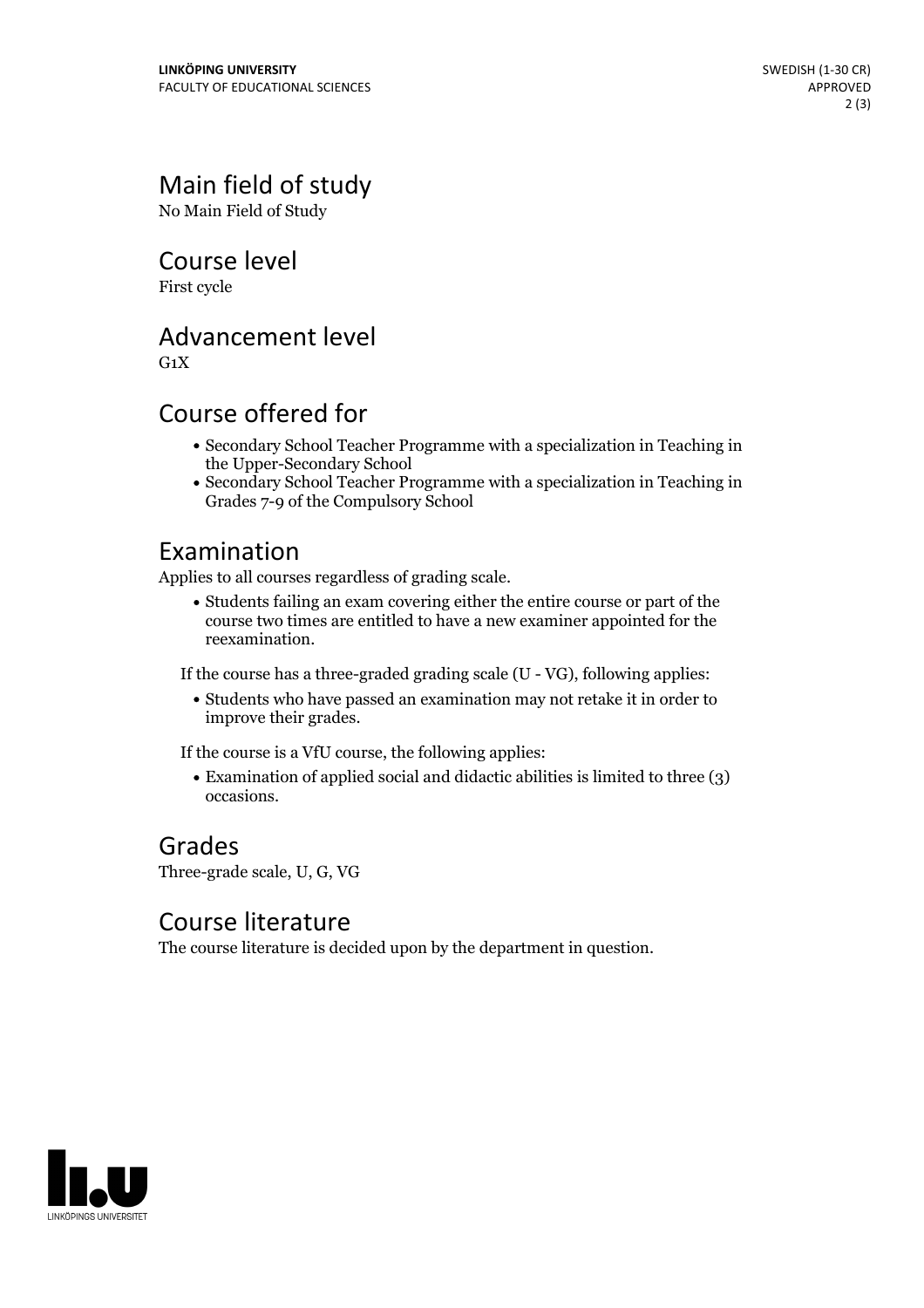## Main field of study

No Main Field of Study

## Course level

First cycle

## Advancement level

G1X

## Course offered for

- Secondary School Teacher Programme with a specialization in Teaching in the Upper-Secondary School
- Secondary School Teacher Programme with a specialization in Teaching in Grades 7-9 of the Compulsory School

## Examination

Applies to all courses regardless of grading scale.

- Students failing an exam covering either the entire course or part of the course two times are entitled to have a new examiner appointed for the reexamination.

If the course has a three-graded grading scale (U - VG), following applies:

- Students who have passed an examination may not retake it in order to improve their grades.

If the course is a VfU course, the following applies:

- Examination of applied social and didactic abilities is limited to three (3) occasions.

## Grades

Three-grade scale, U, G, VG

## Course literature

The course literature is decided upon by the department in question.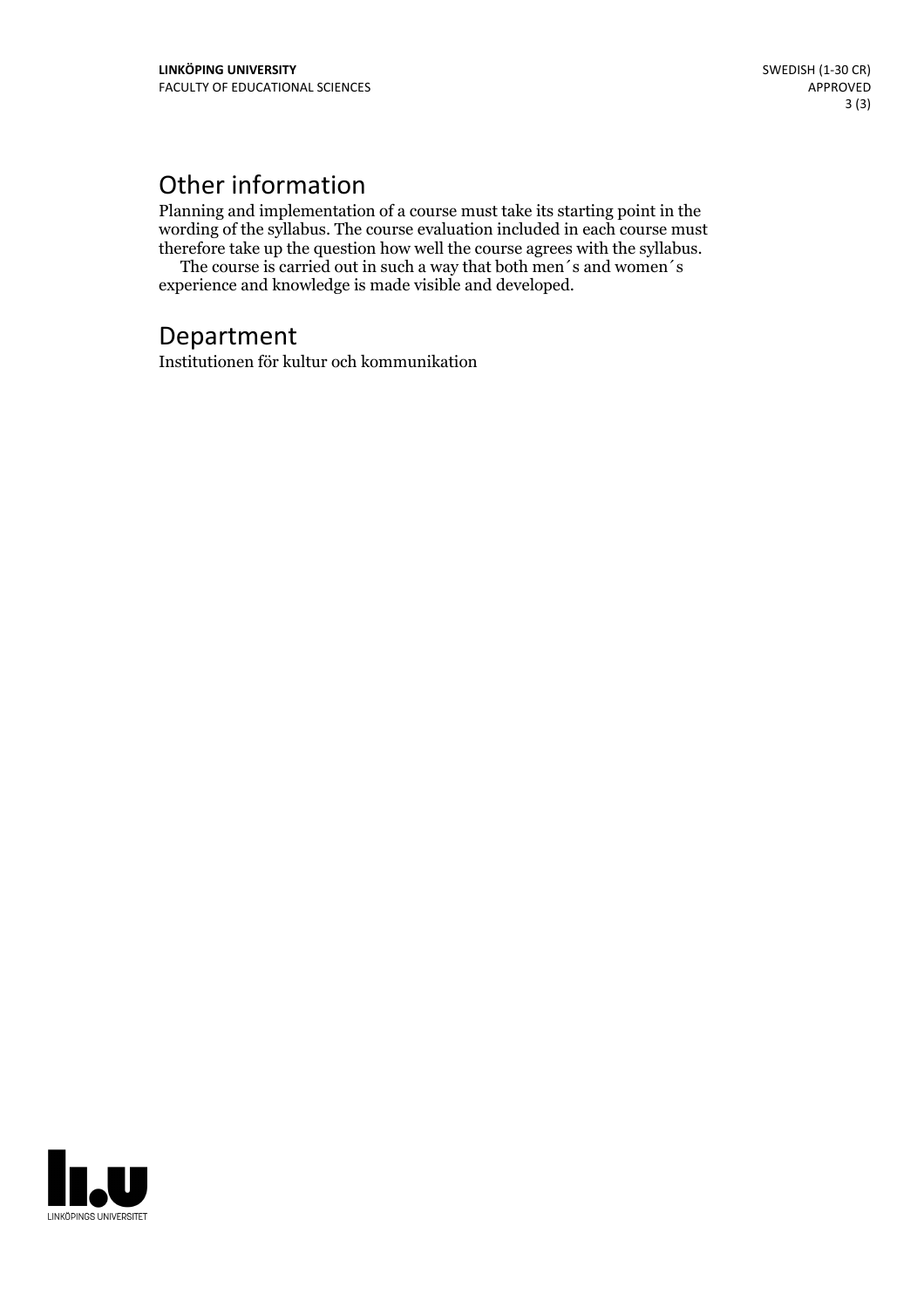## Other information

Planning and implementation of a course must take its starting point in the wording of the syllabus. The course evaluation included in each course must therefore take up the question how well the course agrees with the syllabus.

The course is carried out in such a way that both men´s and women´s experience and knowledge is made visible and developed.

## Department

Institutionen för kultur och kommunikation